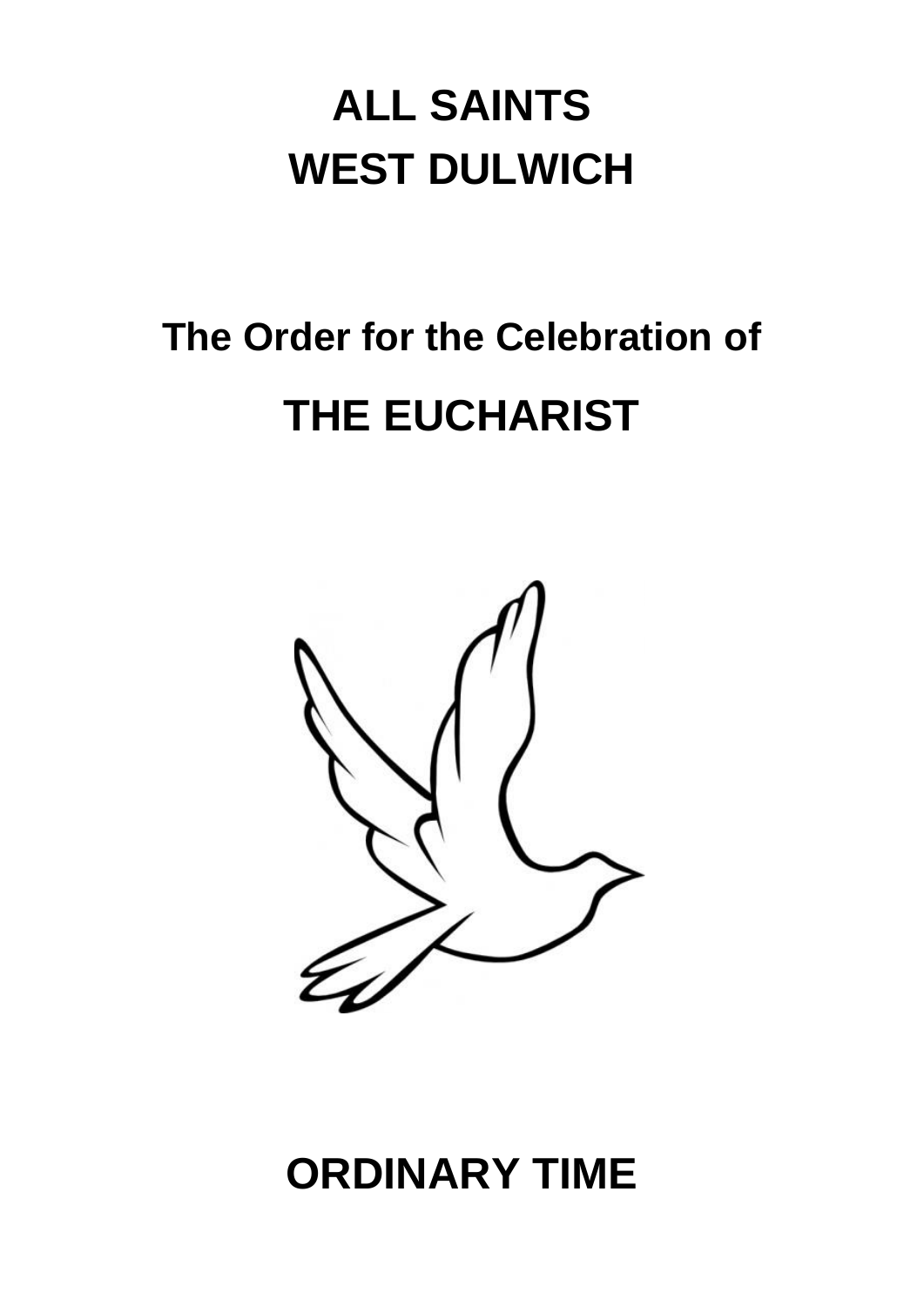# ALL SAINTS
# WEST DULWICH

## The Order for the Celebration of

# THE EUCHARIST

# ORDINARY TIME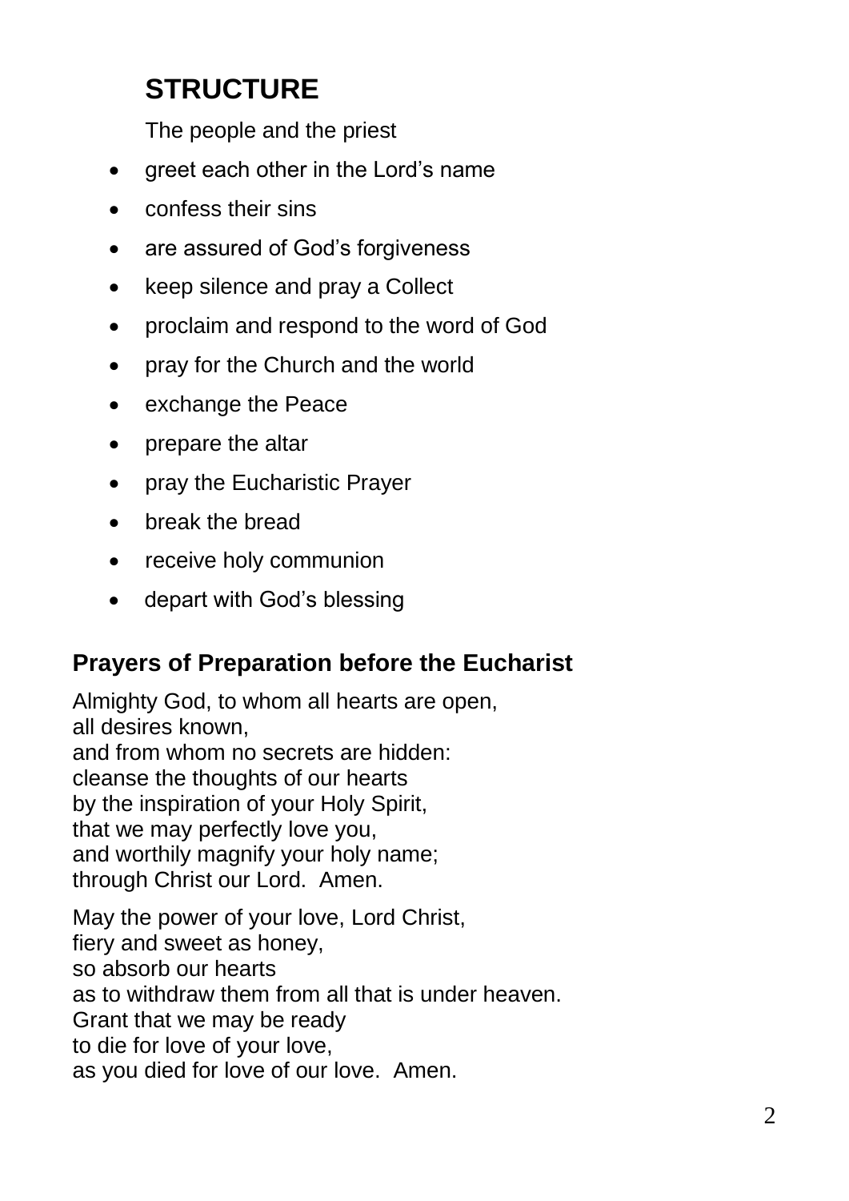## STRUCTURE

The people and the priest

- greet each other in the Lord's name
- confess their sins
- are assured of God's forgiveness
- keep silence and pray a Collect
- proclaim and respond to the word of God
- pray for the Church and the world
- exchange the Peace
- prepare the altar
- pray the Eucharistic Prayer
- break the bread
- receive holy communion
- depart with God's blessing

### Prayers of Preparation before the Eucharist

Almighty God, to whom all hearts are open,
all desires known,
and from whom no secrets are hidden:
cleanse the thoughts of our hearts
by the inspiration of your Holy Spirit,
that we may perfectly love you,
and worthily magnify your holy name;
through Christ our Lord. Amen.

May the power of your love, Lord Christ,
fiery and sweet as honey,
so absorb our hearts
as to withdraw them from all that is under heaven.
Grant that we may be ready
to die for love of your love,
as you died for love of our love. Amen.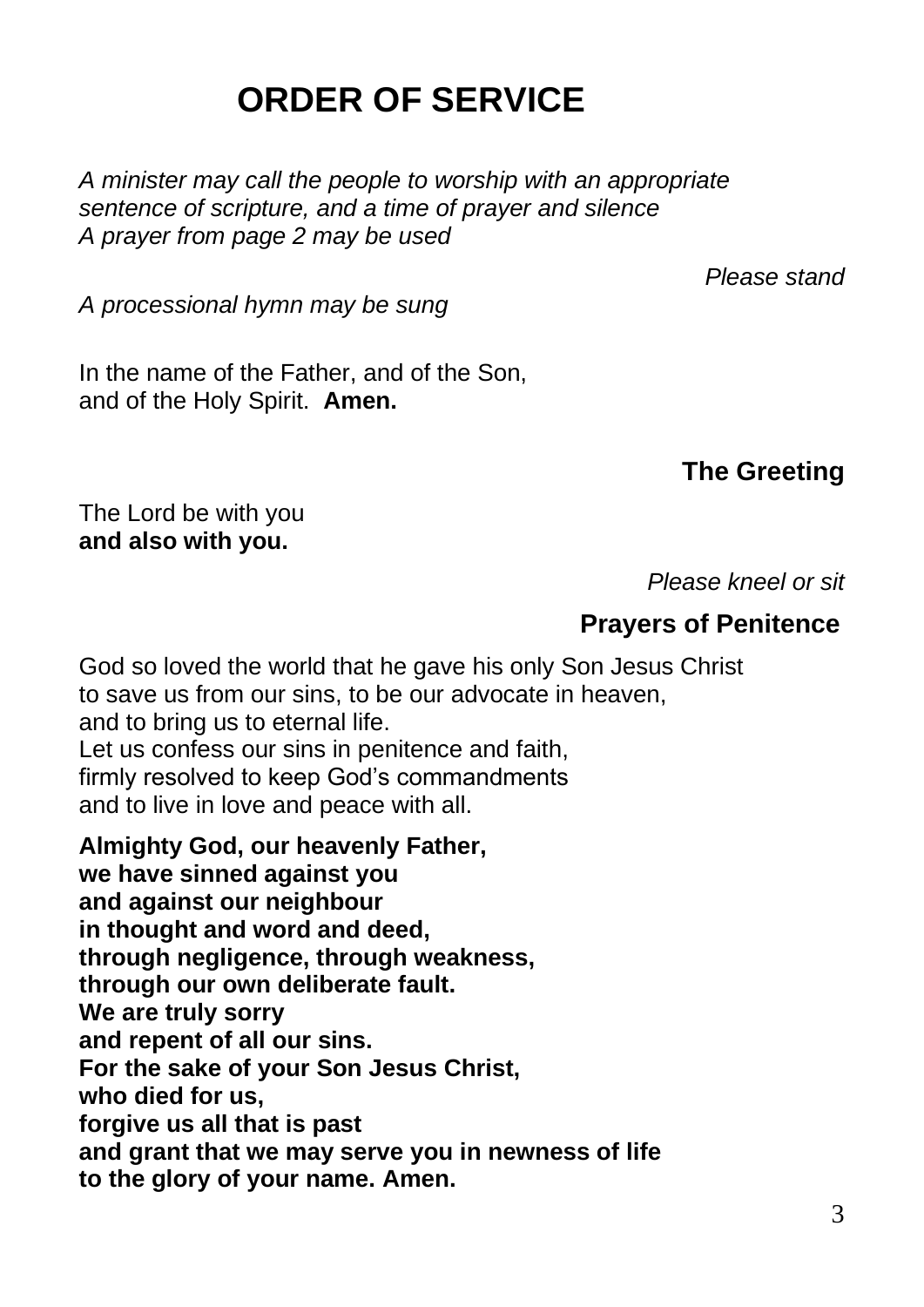# ORDER OF SERVICE

*A minister may call the people to worship with an appropriate sentence of scripture, and a time of prayer and silence*
*A prayer from page 2 may be used*

*Please stand*

*A processional hymn may be sung*

In the name of the Father, and of the Son,
and of the Holy Spirit. **Amen.**

## The Greeting

The Lord be with you
**and also with you.**

*Please kneel or sit*

## Prayers of Penitence

God so loved the world that he gave his only Son Jesus Christ
to save us from our sins, to be our advocate in heaven,
and to bring us to eternal life.
Let us confess our sins in penitence and faith,
firmly resolved to keep God's commandments
and to live in love and peace with all.

**Almighty God, our heavenly Father,**
**we have sinned against you**
**and against our neighbour**
**in thought and word and deed,**
**through negligence, through weakness,**
**through our own deliberate fault.**
**We are truly sorry**
**and repent of all our sins.**
**For the sake of your Son Jesus Christ,**
**who died for us,**
**forgive us all that is past**
**and grant that we may serve you in newness of life**
**to the glory of your name. Amen.**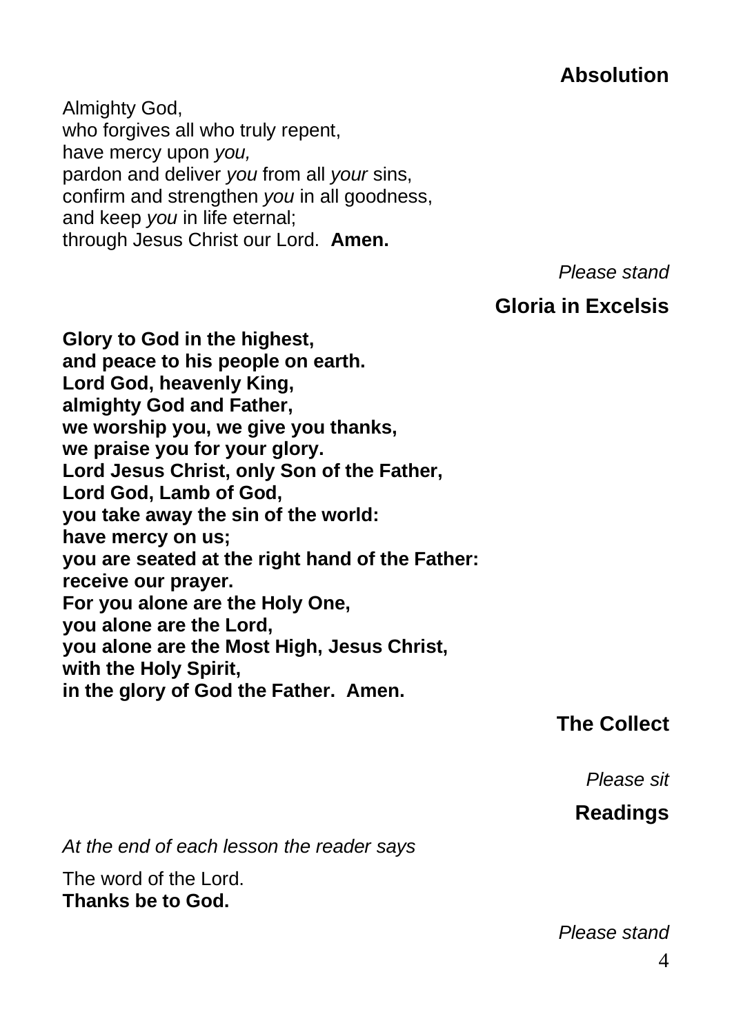## Absolution

Almighty God,
who forgives all who truly repent,
have mercy upon *you,*
pardon and deliver *you* from all *your* sins,
confirm and strengthen *you* in all goodness,
and keep *you* in life eternal;
through Jesus Christ our Lord. **Amen.**

*Please stand*

## Gloria in Excelsis

**Glory to God in the highest,**
**and peace to his people on earth.**
**Lord God, heavenly King,**
**almighty God and Father,**
**we worship you, we give you thanks,**
**we praise you for your glory.**
**Lord Jesus Christ, only Son of the Father,**
**Lord God, Lamb of God,**
**you take away the sin of the world:**
**have mercy on us;**
**you are seated at the right hand of the Father:**
**receive our prayer.**
**For you alone are the Holy One,**
**you alone are the Lord,**
**you alone are the Most High, Jesus Christ,**
**with the Holy Spirit,**
**in the glory of God the Father. Amen.**

## The Collect

*Please sit*

## Readings

*At the end of each lesson the reader says*

The word of the Lord.
**Thanks be to God.**

*Please stand*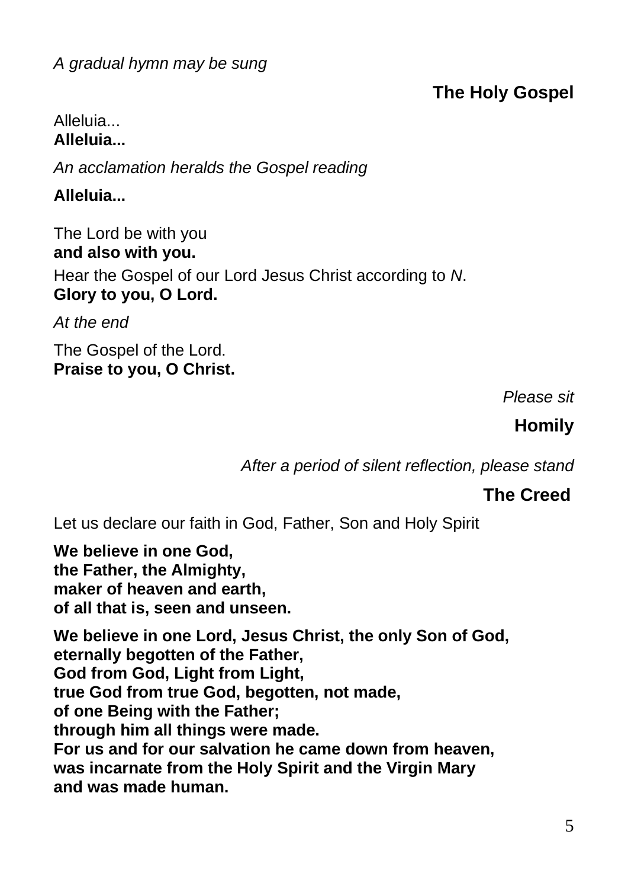*A gradual hymn may be sung*

## The Holy Gospel

Alleluia...
**Alleluia...**

*An acclamation heralds the Gospel reading*

**Alleluia...**

The Lord be with you
**and also with you.**

Hear the Gospel of our Lord Jesus Christ according to *N*.
**Glory to you, O Lord.**

*At the end*

The Gospel of the Lord.
**Praise to you, O Christ.**

*Please sit*

## Homily

*After a period of silent reflection, please stand*

## The Creed

Let us declare our faith in God, Father, Son and Holy Spirit

**We believe in one God,
the Father, the Almighty,
maker of heaven and earth,
of all that is, seen and unseen.**

**We believe in one Lord, Jesus Christ, the only Son of God,
eternally begotten of the Father,
God from God, Light from Light,
true God from true God, begotten, not made,
of one Being with the Father;
through him all things were made.
For us and for our salvation he came down from heaven,
was incarnate from the Holy Spirit and the Virgin Mary
and was made human.**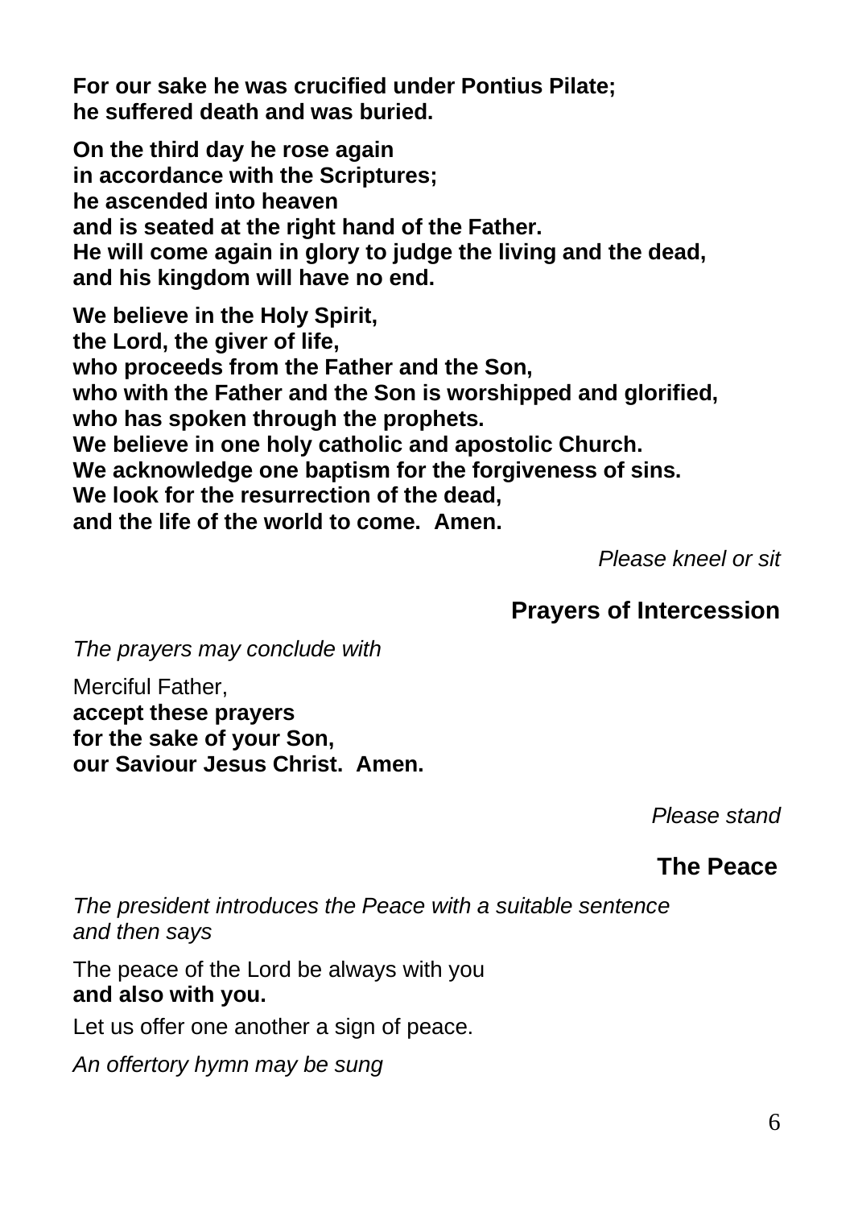**For our sake he was crucified under Pontius Pilate;**
**he suffered death and was buried.**

**On the third day he rose again**
**in accordance with the Scriptures;**
**he ascended into heaven**
**and is seated at the right hand of the Father.**
**He will come again in glory to judge the living and the dead,**
**and his kingdom will have no end.**

**We believe in the Holy Spirit,**
**the Lord, the giver of life,**
**who proceeds from the Father and the Son,**
**who with the Father and the Son is worshipped and glorified,**
**who has spoken through the prophets.**
**We believe in one holy catholic and apostolic Church.**
**We acknowledge one baptism for the forgiveness of sins.**
**We look for the resurrection of the dead,**
**and the life of the world to come. Amen.**

*Please kneel or sit*

## Prayers of Intercession

*The prayers may conclude with*

Merciful Father,
**accept these prayers**
**for the sake of your Son,**
**our Saviour Jesus Christ. Amen.**

*Please stand*

## The Peace

*The president introduces the Peace with a suitable sentence and then says*

The peace of the Lord be always with you
**and also with you.**

Let us offer one another a sign of peace.

*An offertory hymn may be sung*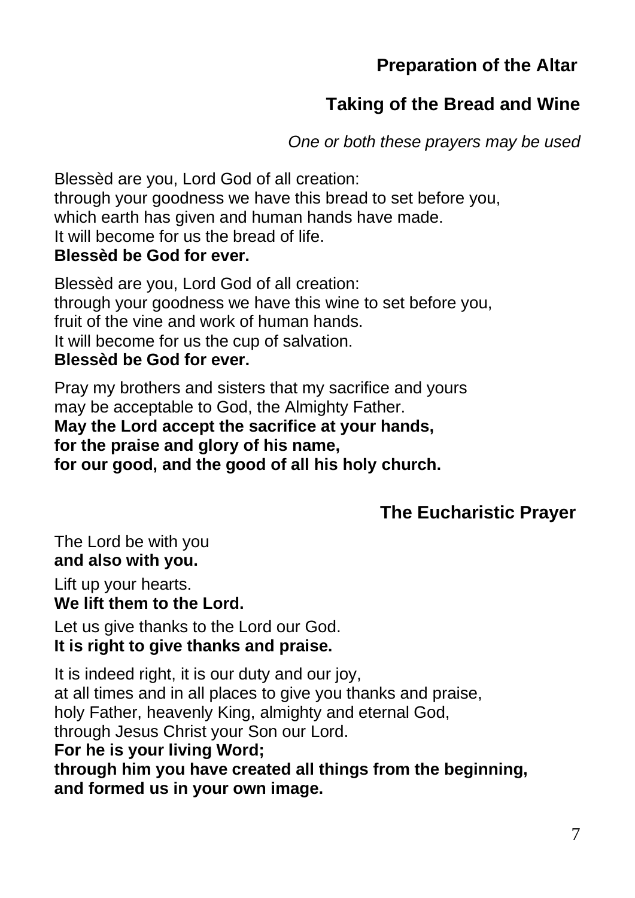## Preparation of the Altar

### Taking of the Bread and Wine

*One or both these prayers may be used*

Blessèd are you, Lord God of all creation:
through your goodness we have this bread to set before you,
which earth has given and human hands have made.
It will become for us the bread of life.
**Blessèd be God for ever.**

Blessèd are you, Lord God of all creation:
through your goodness we have this wine to set before you,
fruit of the vine and work of human hands.
It will become for us the cup of salvation.
**Blessèd be God for ever.**

Pray my brothers and sisters that my sacrifice and yours
may be acceptable to God, the Almighty Father.
**May the Lord accept the sacrifice at your hands,**
**for the praise and glory of his name,**
**for our good, and the good of all his holy church.**

## The Eucharistic Prayer

The Lord be with you
**and also with you.**

Lift up your hearts.
**We lift them to the Lord.**

Let us give thanks to the Lord our God.
**It is right to give thanks and praise.**

It is indeed right, it is our duty and our joy,
at all times and in all places to give you thanks and praise,
holy Father, heavenly King, almighty and eternal God,
through Jesus Christ your Son our Lord.
**For he is your living Word;**
**through him you have created all things from the beginning,**
**and formed us in your own image.**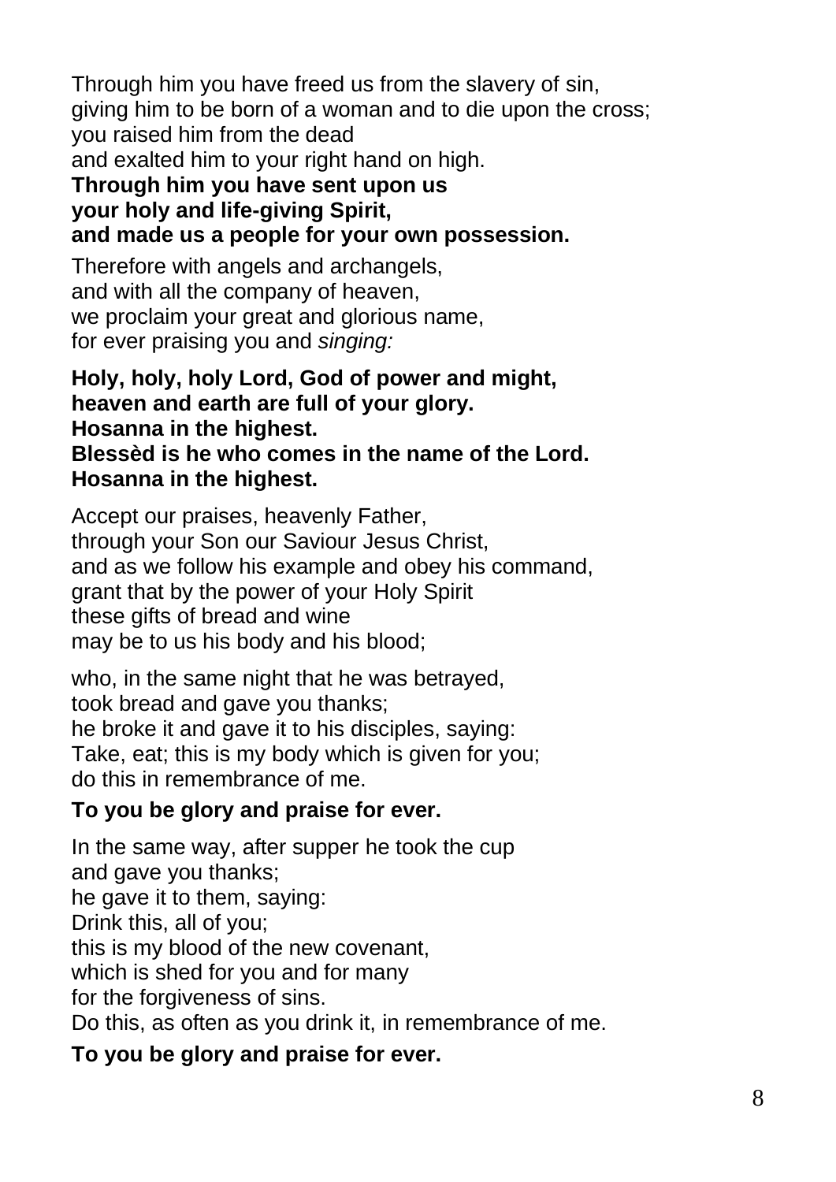Through him you have freed us from the slavery of sin,
giving him to be born of a woman and to die upon the cross;
you raised him from the dead
and exalted him to your right hand on high.
**Through him you have sent upon us**
**your holy and life-giving Spirit,**
**and made us a people for your own possession.**

Therefore with angels and archangels,
and with all the company of heaven,
we proclaim your great and glorious name,
for ever praising you and *singing:*

**Holy, holy, holy Lord, God of power and might,**
**heaven and earth are full of your glory.**
**Hosanna in the highest.**
**Blessèd is he who comes in the name of the Lord.**
**Hosanna in the highest.**

Accept our praises, heavenly Father,
through your Son our Saviour Jesus Christ,
and as we follow his example and obey his command,
grant that by the power of your Holy Spirit
these gifts of bread and wine
may be to us his body and his blood;

who, in the same night that he was betrayed,
took bread and gave you thanks;
he broke it and gave it to his disciples, saying:
Take, eat; this is my body which is given for you;
do this in remembrance of me.

**To you be glory and praise for ever.**

In the same way, after supper he took the cup
and gave you thanks;
he gave it to them, saying:
Drink this, all of you;
this is my blood of the new covenant,
which is shed for you and for many
for the forgiveness of sins.
Do this, as often as you drink it, in remembrance of me.

**To you be glory and praise for ever.**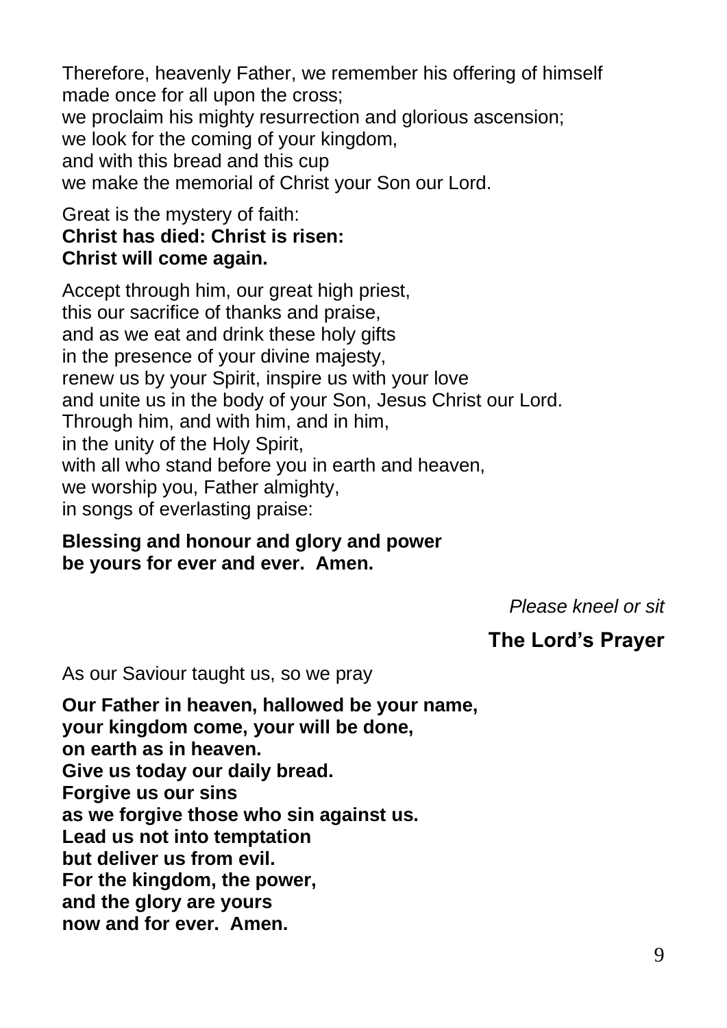Therefore, heavenly Father, we remember his offering of himself
made once for all upon the cross;
we proclaim his mighty resurrection and glorious ascension;
we look for the coming of your kingdom,
and with this bread and this cup
we make the memorial of Christ your Son our Lord.

Great is the mystery of faith:
**Christ has died: Christ is risen:**
**Christ will come again.**

Accept through him, our great high priest,
this our sacrifice of thanks and praise,
and as we eat and drink these holy gifts
in the presence of your divine majesty,
renew us by your Spirit, inspire us with your love
and unite us in the body of your Son, Jesus Christ our Lord.
Through him, and with him, and in him,
in the unity of the Holy Spirit,
with all who stand before you in earth and heaven,
we worship you, Father almighty,
in songs of everlasting praise:

**Blessing and honour and glory and power**
**be yours for ever and ever. Amen.**

*Please kneel or sit*

## The Lord's Prayer

As our Saviour taught us, so we pray

**Our Father in heaven, hallowed be your name,**
**your kingdom come, your will be done,**
**on earth as in heaven.**
**Give us today our daily bread.**
**Forgive us our sins**
**as we forgive those who sin against us.**
**Lead us not into temptation**
**but deliver us from evil.**
**For the kingdom, the power,**
**and the glory are yours**
**now and for ever. Amen.**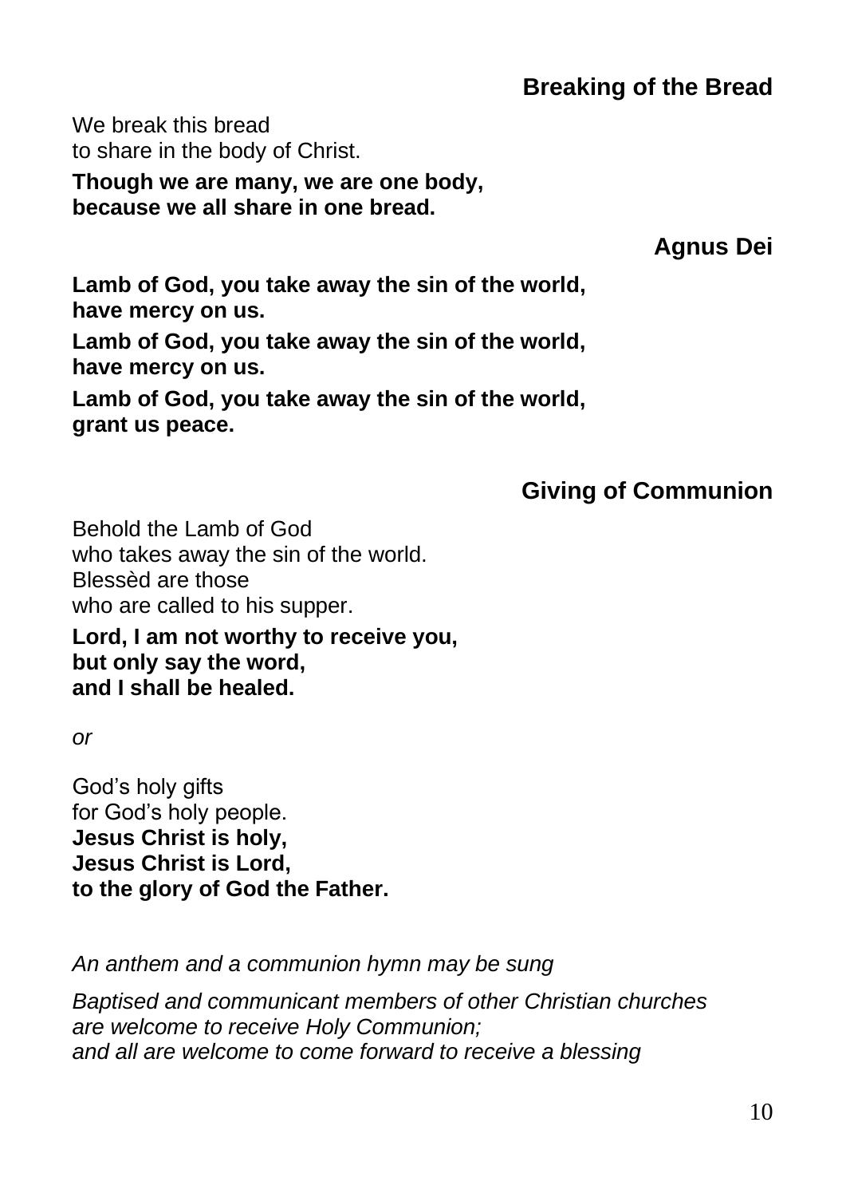## Breaking of the Bread

We break this bread  
to share in the body of Christ.

**Though we are many, we are one body,  
because we all share in one bread.**

## Agnus Dei

**Lamb of God, you take away the sin of the world,  
have mercy on us.**

**Lamb of God, you take away the sin of the world,  
have mercy on us.**

**Lamb of God, you take away the sin of the world,  
grant us peace.**

## Giving of Communion

Behold the Lamb of God  
who takes away the sin of the world.  
Blessèd are those  
who are called to his supper.

**Lord, I am not worthy to receive you,  
but only say the word,  
and I shall be healed.**

*or*

God's holy gifts  
for God's holy people.  
**Jesus Christ is holy,  
Jesus Christ is Lord,  
to the glory of God the Father.**

*An anthem and a communion hymn may be sung*

*Baptised and communicant members of other Christian churches  
are welcome to receive Holy Communion;  
and all are welcome to come forward to receive a blessing*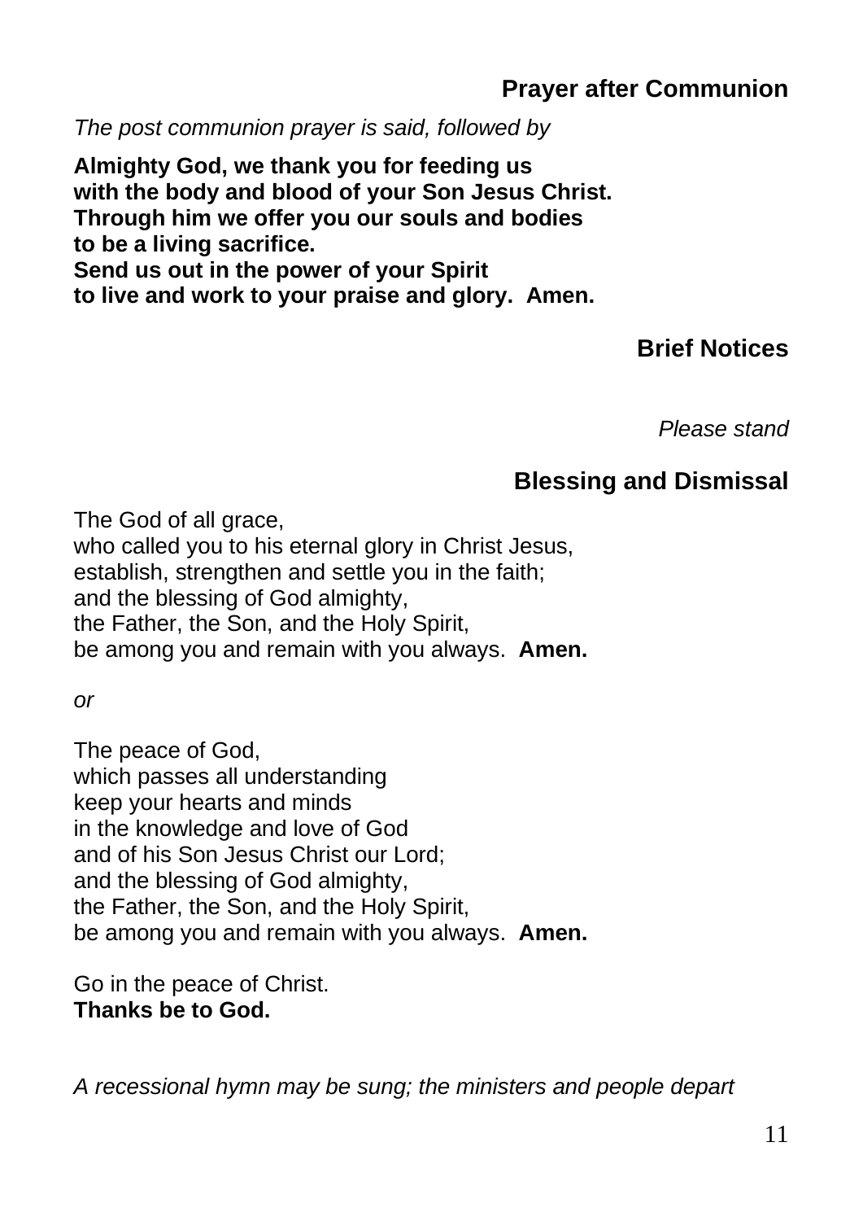## Prayer after Communion

*The post communion prayer is said, followed by*

**Almighty God, we thank you for feeding us**
**with the body and blood of your Son Jesus Christ.**
**Through him we offer you our souls and bodies**
**to be a living sacrifice.**
**Send us out in the power of your Spirit**
**to live and work to your praise and glory. Amen.**

## Brief Notices

*Please stand*

## Blessing and Dismissal

The God of all grace,
who called you to his eternal glory in Christ Jesus,
establish, strengthen and settle you in the faith;
and the blessing of God almighty,
the Father, the Son, and the Holy Spirit,
be among you and remain with you always. **Amen.**

*or*

The peace of God,
which passes all understanding
keep your hearts and minds
in the knowledge and love of God
and of his Son Jesus Christ our Lord;
and the blessing of God almighty,
the Father, the Son, and the Holy Spirit,
be among you and remain with you always. **Amen.**

Go in the peace of Christ.
**Thanks be to God.**

*A recessional hymn may be sung; the ministers and people depart*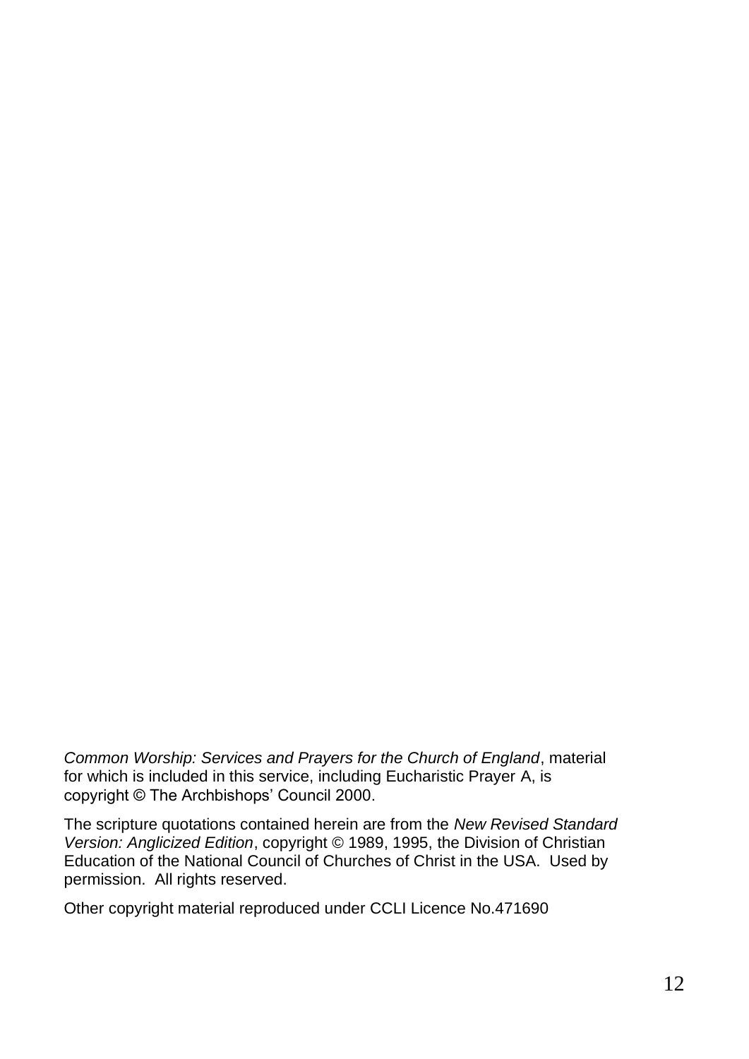*Common Worship: Services and Prayers for the Church of England*, material for which is included in this service, including Eucharistic Prayer A, is copyright © The Archbishops' Council 2000.

The scripture quotations contained herein are from the *New Revised Standard Version: Anglicized Edition*, copyright © 1989, 1995, the Division of Christian Education of the National Council of Churches of Christ in the USA. Used by permission. All rights reserved.

Other copyright material reproduced under CCLI Licence No.471690